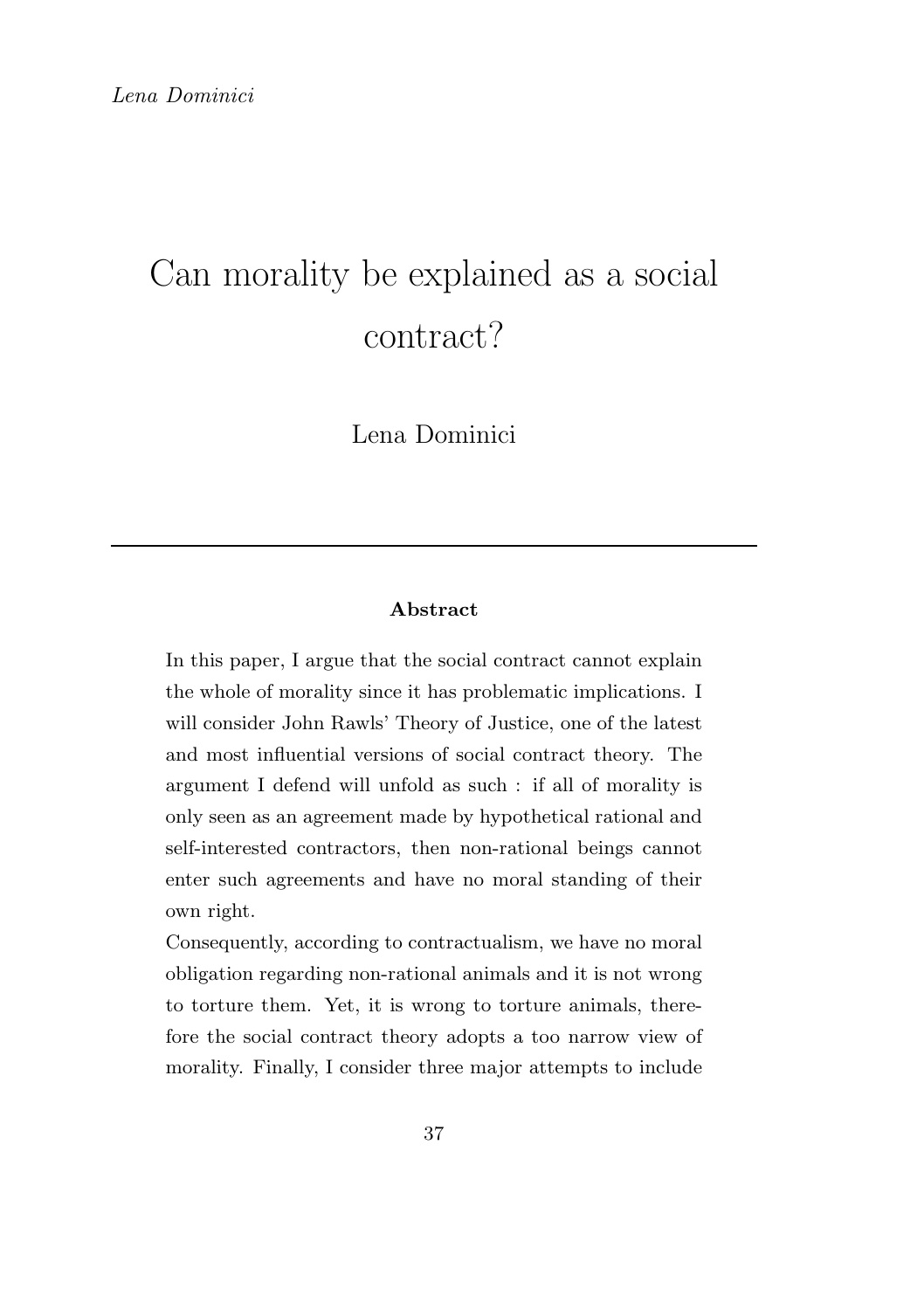# Can morality be explained as a social contract?

Lena Dominici

---

**Abstract**

In this paper, I argue that the social contract cannot explain the whole of morality since it has problematic implications. I will consider John Rawls' Theory of Justice, one of the latest and most influential versions of social contract theory. The argument I defend will unfold as such : if all of morality is only seen as an agreement made by hypothetical rational and self-interested contractors, then non-rational beings cannot enter such agreements and have no moral standing of their own right.

Consequently, according to contractualism, we have no moral obligation regarding non-rational animals and it is not wrong to torture them. Yet, it is wrong to torture animals, therefore the social contract theory adopts a too narrow view of morality. Finally, I consider three major attempts to include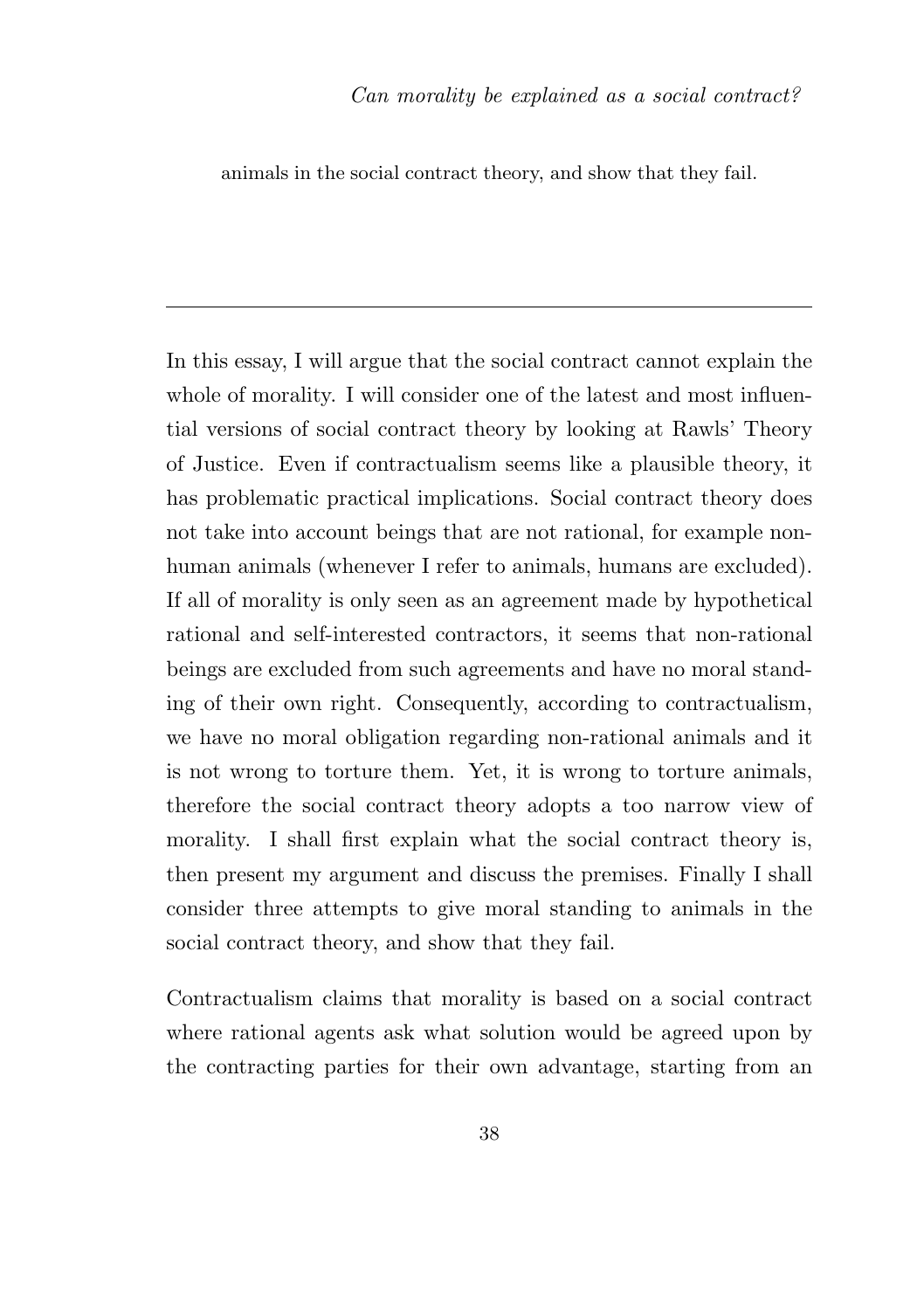animals in the social contract theory, and show that they fail.

---

In this essay, I will argue that the social contract cannot explain the whole of morality. I will consider one of the latest and most influential versions of social contract theory by looking at Rawls' Theory of Justice. Even if contractualism seems like a plausible theory, it has problematic practical implications. Social contract theory does not take into account beings that are not rational, for example non-human animals (whenever I refer to animals, humans are excluded). If all of morality is only seen as an agreement made by hypothetical rational and self-interested contractors, it seems that non-rational beings are excluded from such agreements and have no moral standing of their own right. Consequently, according to contractualism, we have no moral obligation regarding non-rational animals and it is not wrong to torture them. Yet, it is wrong to torture animals, therefore the social contract theory adopts a too narrow view of morality. I shall first explain what the social contract theory is, then present my argument and discuss the premises. Finally I shall consider three attempts to give moral standing to animals in the social contract theory, and show that they fail.

Contractualism claims that morality is based on a social contract where rational agents ask what solution would be agreed upon by the contracting parties for their own advantage, starting from an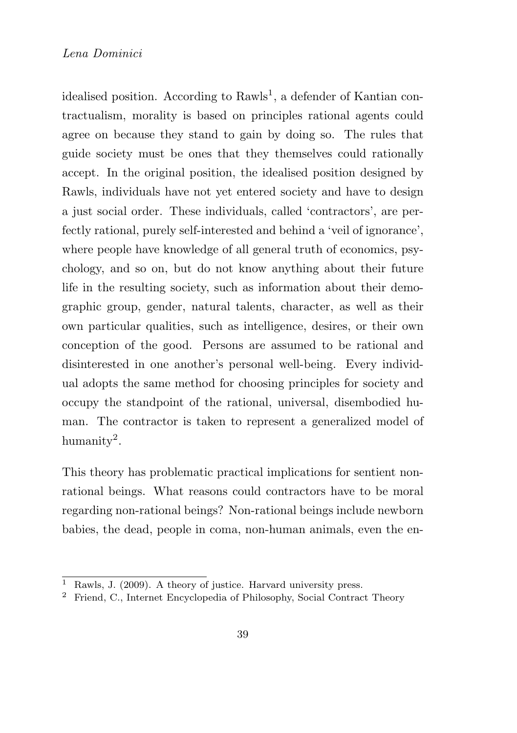idealised position. According to Rawls[1], a defender of Kantian contractualism, morality is based on principles rational agents could agree on because they stand to gain by doing so. The rules that guide society must be ones that they themselves could rationally accept. In the original position, the idealised position designed by Rawls, individuals have not yet entered society and have to design a just social order. These individuals, called 'contractors', are perfectly rational, purely self-interested and behind a 'veil of ignorance', where people have knowledge of all general truth of economics, psychology, and so on, but do not know anything about their future life in the resulting society, such as information about their demographic group, gender, natural talents, character, as well as their own particular qualities, such as intelligence, desires, or their own conception of the good. Persons are assumed to be rational and disinterested in one another's personal well-being. Every individual adopts the same method for choosing principles for society and occupy the standpoint of the rational, universal, disembodied human. The contractor is taken to represent a generalized model of humanity[2].

This theory has problematic practical implications for sentient non-rational beings. What reasons could contractors have to be moral regarding non-rational beings? Non-rational beings include newborn babies, the dead, people in coma, non-human animals, even the en-

[1] Rawls, J. (2009). A theory of justice. Harvard university press.

[2] Friend, C., Internet Encyclopedia of Philosophy, Social Contract Theory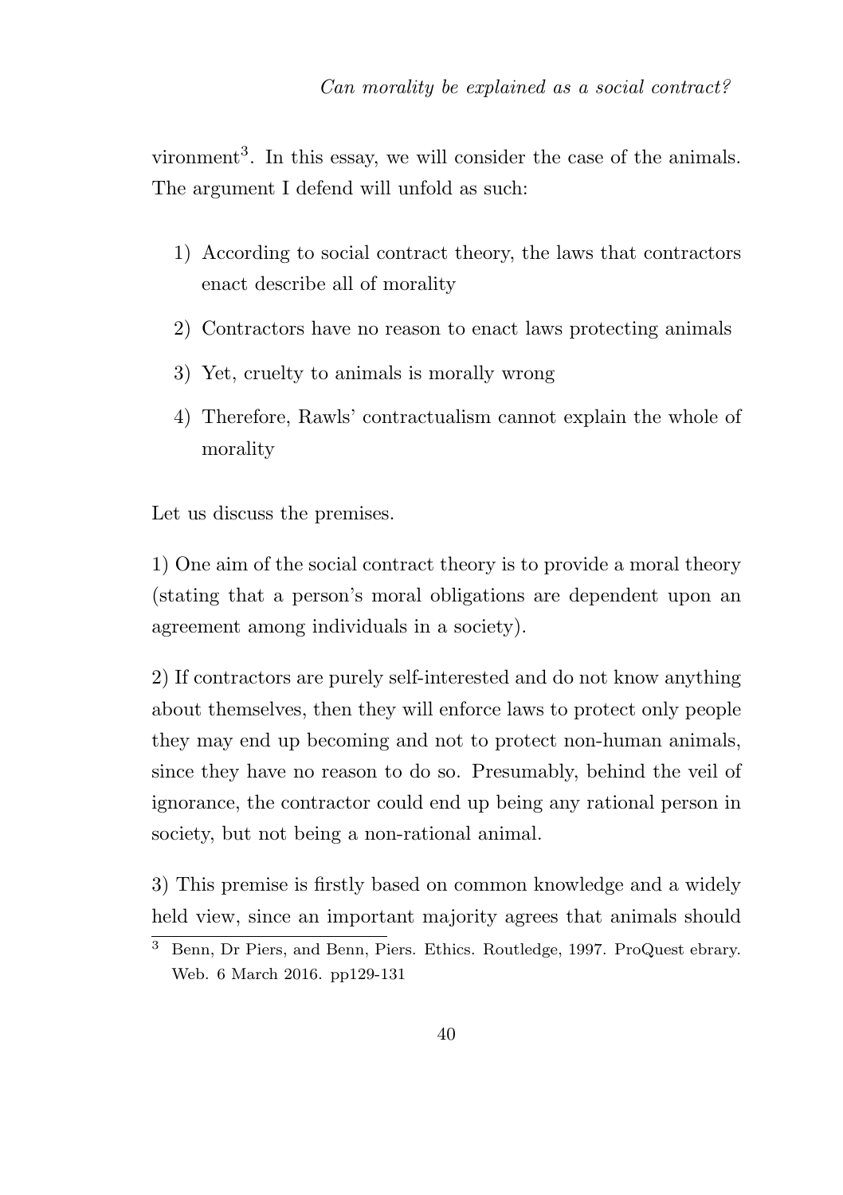vironment[3]. In this essay, we will consider the case of the animals. The argument I defend will unfold as such:

1) According to social contract theory, the laws that contractors enact describe all of morality
2) Contractors have no reason to enact laws protecting animals
3) Yet, cruelty to animals is morally wrong
4) Therefore, Rawls' contractualism cannot explain the whole of morality

Let us discuss the premises.

1) One aim of the social contract theory is to provide a moral theory (stating that a person's moral obligations are dependent upon an agreement among individuals in a society).

2) If contractors are purely self-interested and do not know anything about themselves, then they will enforce laws to protect only people they may end up becoming and not to protect non-human animals, since they have no reason to do so. Presumably, behind the veil of ignorance, the contractor could end up being any rational person in society, but not being a non-rational animal.

3) This premise is firstly based on common knowledge and a widely held view, since an important majority agrees that animals should

[3] Benn, Dr Piers, and Benn, Piers. Ethics. Routledge, 1997. ProQuest ebrary. Web. 6 March 2016. pp129-131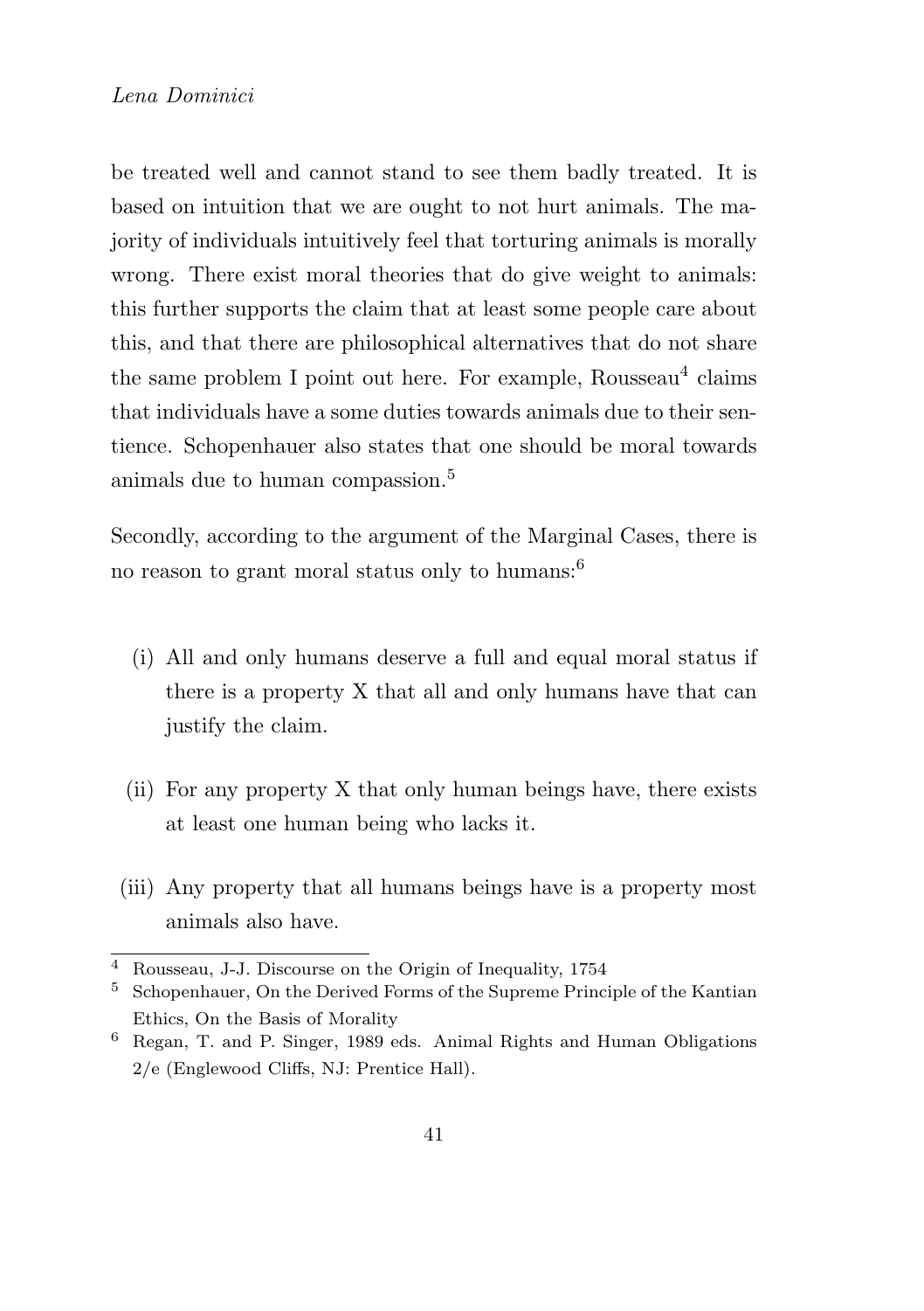be treated well and cannot stand to see them badly treated. It is based on intuition that we are ought to not hurt animals. The majority of individuals intuitively feel that torturing animals is morally wrong. There exist moral theories that do give weight to animals: this further supports the claim that at least some people care about this, and that there are philosophical alternatives that do not share the same problem I point out here. For example, Rousseau[4] claims that individuals have a some duties towards animals due to their sentience. Schopenhauer also states that one should be moral towards animals due to human compassion.[5]

Secondly, according to the argument of the Marginal Cases, there is no reason to grant moral status only to humans:[6]

(i) All and only humans deserve a full and equal moral status if there is a property X that all and only humans have that can justify the claim.

(ii) For any property X that only human beings have, there exists at least one human being who lacks it.

(iii) Any property that all humans beings have is a property most animals also have.

[4] Rousseau, J-J. Discourse on the Origin of Inequality, 1754

[5] Schopenhauer, On the Derived Forms of the Supreme Principle of the Kantian Ethics, On the Basis of Morality

[6] Regan, T. and P. Singer, 1989 eds. Animal Rights and Human Obligations 2/e (Englewood Cliffs, NJ: Prentice Hall).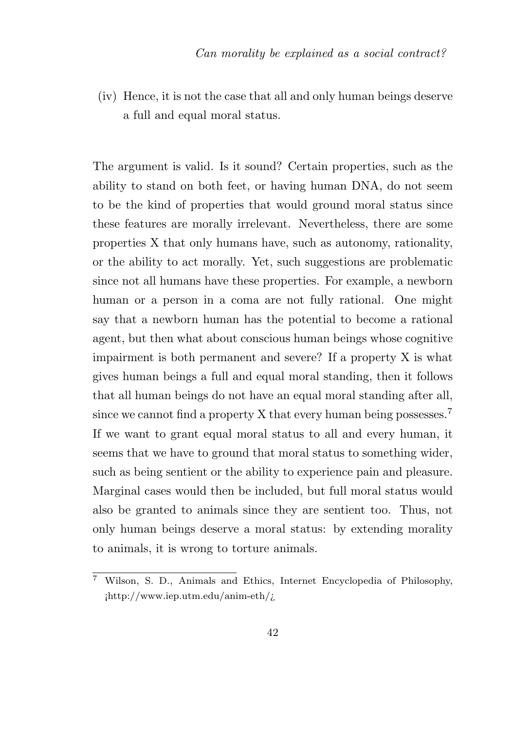(iv) Hence, it is not the case that all and only human beings deserve a full and equal moral status.

The argument is valid. Is it sound? Certain properties, such as the ability to stand on both feet, or having human DNA, do not seem to be the kind of properties that would ground moral status since these features are morally irrelevant. Nevertheless, there are some properties X that only humans have, such as autonomy, rationality, or the ability to act morally. Yet, such suggestions are problematic since not all humans have these properties. For example, a newborn human or a person in a coma are not fully rational. One might say that a newborn human has the potential to become a rational agent, but then what about conscious human beings whose cognitive impairment is both permanent and severe? If a property X is what gives human beings a full and equal moral standing, then it follows that all human beings do not have an equal moral standing after all, since we cannot find a property X that every human being possesses.[7] If we want to grant equal moral status to all and every human, it seems that we have to ground that moral status to something wider, such as being sentient or the ability to experience pain and pleasure. Marginal cases would then be included, but full moral status would also be granted to animals since they are sentient too. Thus, not only human beings deserve a moral status: by extending morality to animals, it is wrong to torture animals.

---

[7] Wilson, S. D., Animals and Ethics, Internet Encyclopedia of Philosophy, ¡http://www.iep.utm.edu/anim-eth/¿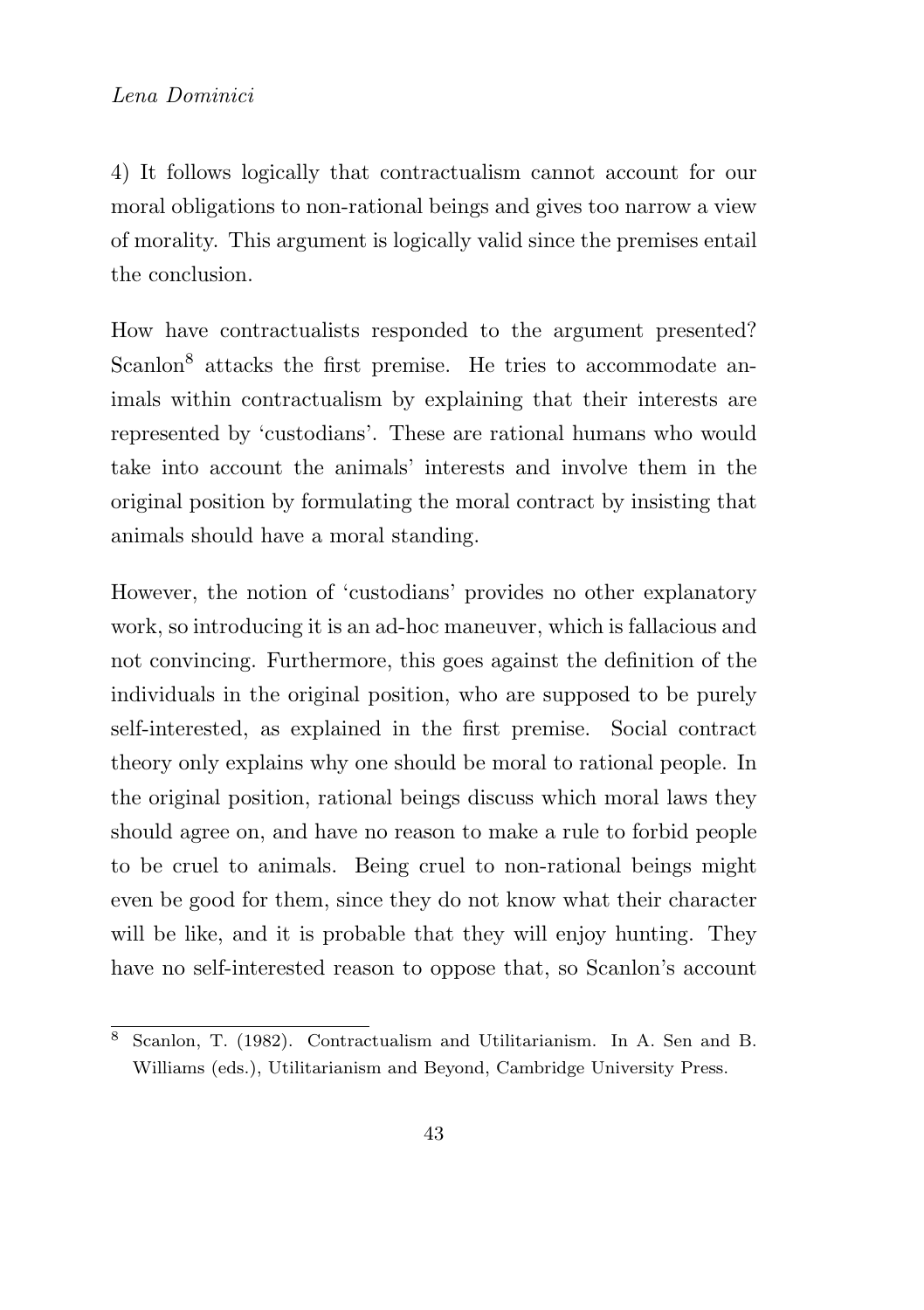4) It follows logically that contractualism cannot account for our moral obligations to non-rational beings and gives too narrow a view of morality. This argument is logically valid since the premises entail the conclusion.

How have contractualists responded to the argument presented? Scanlon[8] attacks the first premise. He tries to accommodate animals within contractualism by explaining that their interests are represented by 'custodians'. These are rational humans who would take into account the animals' interests and involve them in the original position by formulating the moral contract by insisting that animals should have a moral standing.

However, the notion of 'custodians' provides no other explanatory work, so introducing it is an ad-hoc maneuver, which is fallacious and not convincing. Furthermore, this goes against the definition of the individuals in the original position, who are supposed to be purely self-interested, as explained in the first premise. Social contract theory only explains why one should be moral to rational people. In the original position, rational beings discuss which moral laws they should agree on, and have no reason to make a rule to forbid people to be cruel to animals. Being cruel to non-rational beings might even be good for them, since they do not know what their character will be like, and it is probable that they will enjoy hunting. They have no self-interested reason to oppose that, so Scanlon's account

[8] Scanlon, T. (1982). Contractualism and Utilitarianism. In A. Sen and B. Williams (eds.), Utilitarianism and Beyond, Cambridge University Press.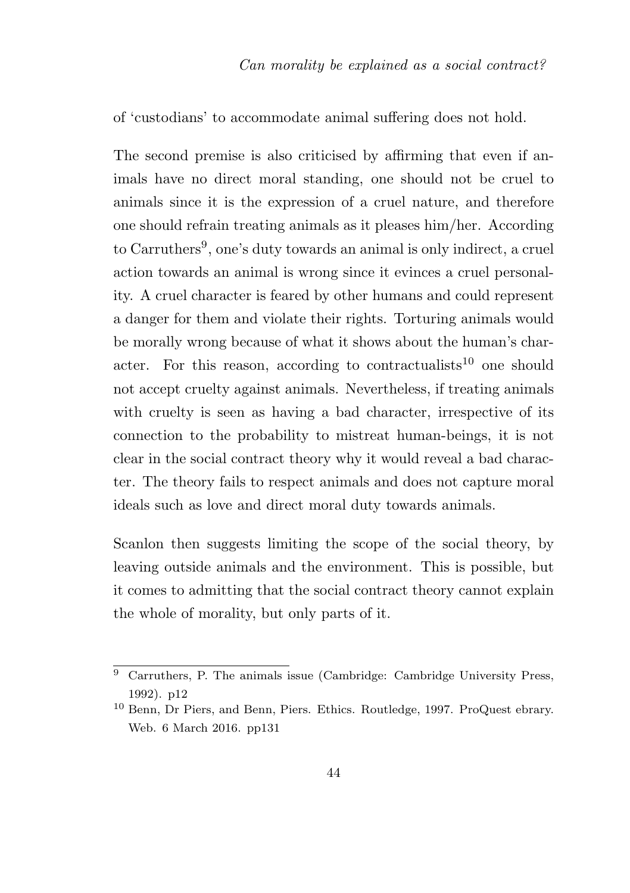of 'custodians' to accommodate animal suffering does not hold.

The second premise is also criticised by affirming that even if animals have no direct moral standing, one should not be cruel to animals since it is the expression of a cruel nature, and therefore one should refrain treating animals as it pleases him/her. According to Carruthers[9], one's duty towards an animal is only indirect, a cruel action towards an animal is wrong since it evinces a cruel personality. A cruel character is feared by other humans and could represent a danger for them and violate their rights. Torturing animals would be morally wrong because of what it shows about the human's character. For this reason, according to contractualists[10] one should not accept cruelty against animals. Nevertheless, if treating animals with cruelty is seen as having a bad character, irrespective of its connection to the probability to mistreat human-beings, it is not clear in the social contract theory why it would reveal a bad character. The theory fails to respect animals and does not capture moral ideals such as love and direct moral duty towards animals.

Scanlon then suggests limiting the scope of the social theory, by leaving outside animals and the environment. This is possible, but it comes to admitting that the social contract theory cannot explain the whole of morality, but only parts of it.

---

[9] Carruthers, P. The animals issue (Cambridge: Cambridge University Press, 1992). p12

[10] Benn, Dr Piers, and Benn, Piers. Ethics. Routledge, 1997. ProQuest ebrary. Web. 6 March 2016. pp131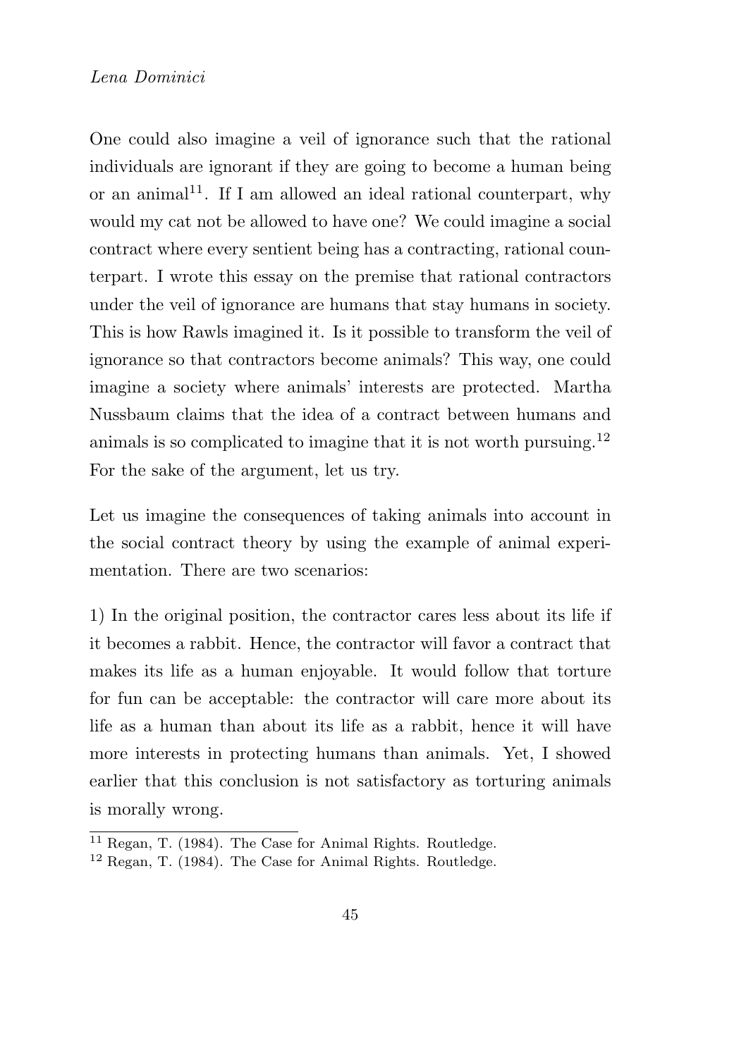One could also imagine a veil of ignorance such that the rational individuals are ignorant if they are going to become a human being or an animal[11]. If I am allowed an ideal rational counterpart, why would my cat not be allowed to have one? We could imagine a social contract where every sentient being has a contracting, rational counterpart. I wrote this essay on the premise that rational contractors under the veil of ignorance are humans that stay humans in society. This is how Rawls imagined it. Is it possible to transform the veil of ignorance so that contractors become animals? This way, one could imagine a society where animals' interests are protected. Martha Nussbaum claims that the idea of a contract between humans and animals is so complicated to imagine that it is not worth pursuing.[12] For the sake of the argument, let us try.

Let us imagine the consequences of taking animals into account in the social contract theory by using the example of animal experimentation. There are two scenarios:

1) In the original position, the contractor cares less about its life if it becomes a rabbit. Hence, the contractor will favor a contract that makes its life as a human enjoyable. It would follow that torture for fun can be acceptable: the contractor will care more about its life as a human than about its life as a rabbit, hence it will have more interests in protecting humans than animals. Yet, I showed earlier that this conclusion is not satisfactory as torturing animals is morally wrong.

[11] Regan, T. (1984). The Case for Animal Rights. Routledge.

[12] Regan, T. (1984). The Case for Animal Rights. Routledge.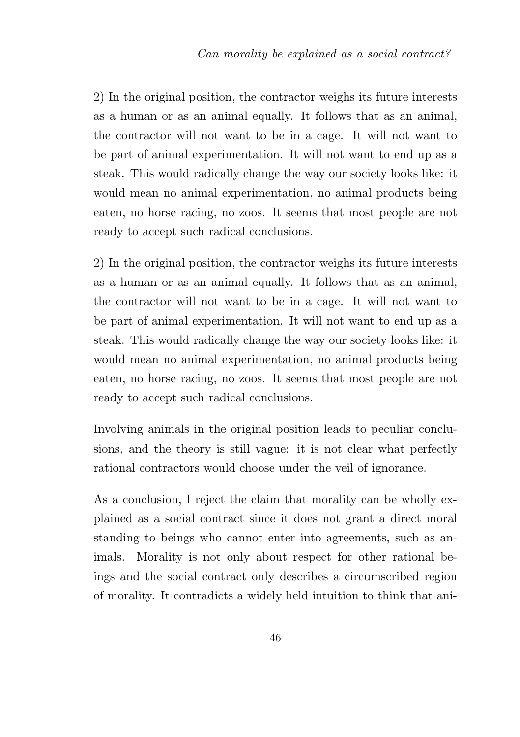2) In the original position, the contractor weighs its future interests as a human or as an animal equally. It follows that as an animal, the contractor will not want to be in a cage. It will not want to be part of animal experimentation. It will not want to end up as a steak. This would radically change the way our society looks like: it would mean no animal experimentation, no animal products being eaten, no horse racing, no zoos. It seems that most people are not ready to accept such radical conclusions.

2) In the original position, the contractor weighs its future interests as a human or as an animal equally. It follows that as an animal, the contractor will not want to be in a cage. It will not want to be part of animal experimentation. It will not want to end up as a steak. This would radically change the way our society looks like: it would mean no animal experimentation, no animal products being eaten, no horse racing, no zoos. It seems that most people are not ready to accept such radical conclusions.

Involving animals in the original position leads to peculiar conclusions, and the theory is still vague: it is not clear what perfectly rational contractors would choose under the veil of ignorance.

As a conclusion, I reject the claim that morality can be wholly explained as a social contract since it does not grant a direct moral standing to beings who cannot enter into agreements, such as animals. Morality is not only about respect for other rational beings and the social contract only describes a circumscribed region of morality. It contradicts a widely held intuition to think that ani-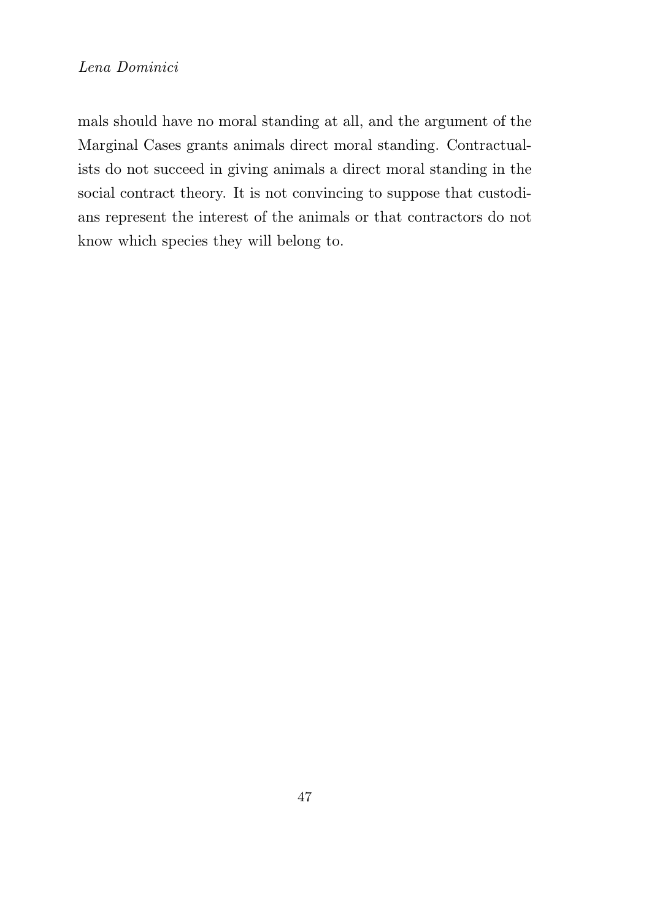mals should have no moral standing at all, and the argument of the Marginal Cases grants animals direct moral standing. Contractualists do not succeed in giving animals a direct moral standing in the social contract theory. It is not convincing to suppose that custodians represent the interest of the animals or that contractors do not know which species they will belong to.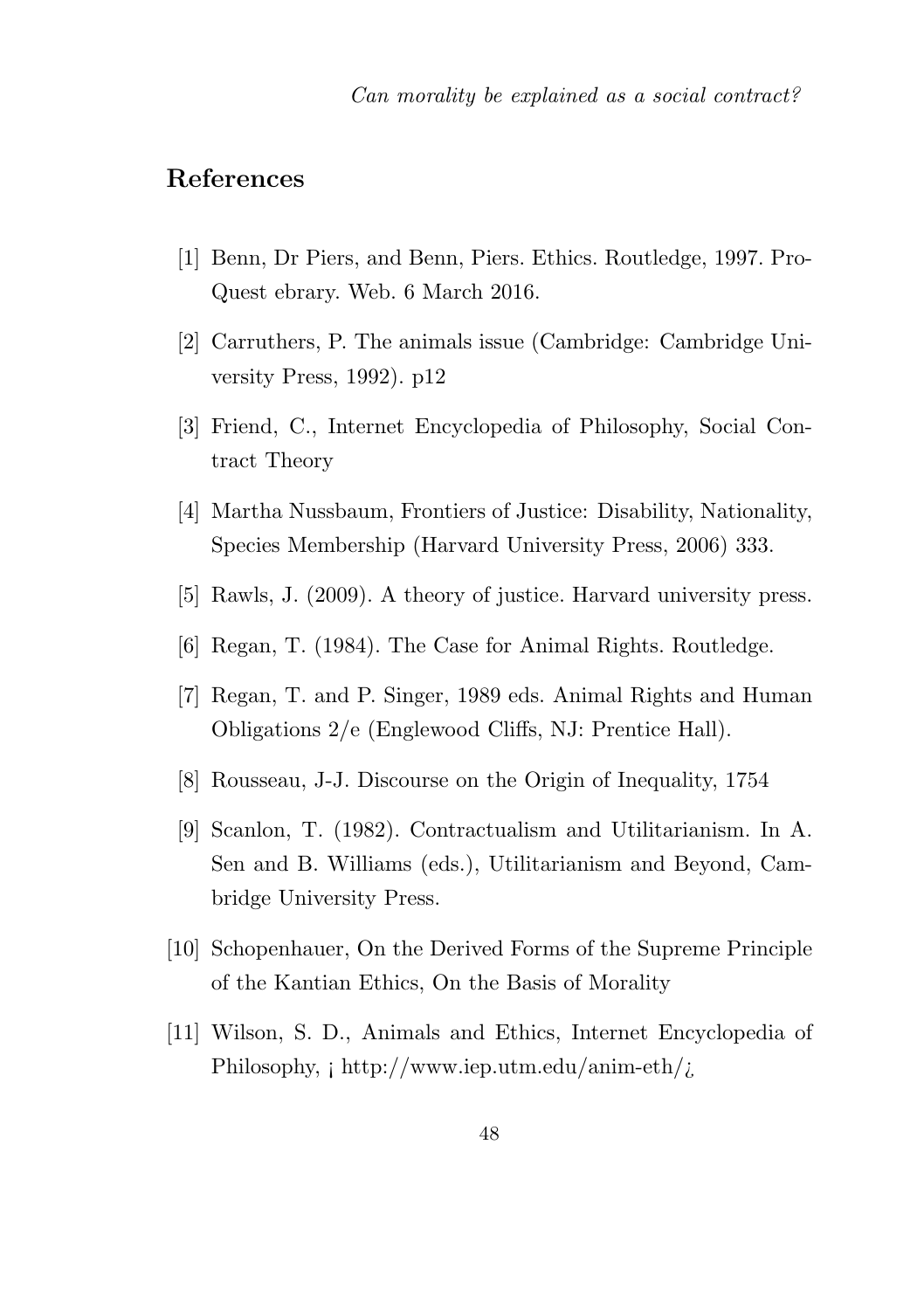## References

[1] Benn, Dr Piers, and Benn, Piers. Ethics. Routledge, 1997. ProQuest ebrary. Web. 6 March 2016.

[2] Carruthers, P. The animals issue (Cambridge: Cambridge University Press, 1992). p12

[3] Friend, C., Internet Encyclopedia of Philosophy, Social Contract Theory

[4] Martha Nussbaum, Frontiers of Justice: Disability, Nationality, Species Membership (Harvard University Press, 2006) 333.

[5] Rawls, J. (2009). A theory of justice. Harvard university press.

[6] Regan, T. (1984). The Case for Animal Rights. Routledge.

[7] Regan, T. and P. Singer, 1989 eds. Animal Rights and Human Obligations 2/e (Englewood Cliffs, NJ: Prentice Hall).

[8] Rousseau, J-J. Discourse on the Origin of Inequality, 1754

[9] Scanlon, T. (1982). Contractualism and Utilitarianism. In A. Sen and B. Williams (eds.), Utilitarianism and Beyond, Cambridge University Press.

[10] Schopenhauer, On the Derived Forms of the Supreme Principle of the Kantian Ethics, On the Basis of Morality

[11] Wilson, S. D., Animals and Ethics, Internet Encyclopedia of Philosophy, ¡ http://www.iep.utm.edu/anim-eth/¿